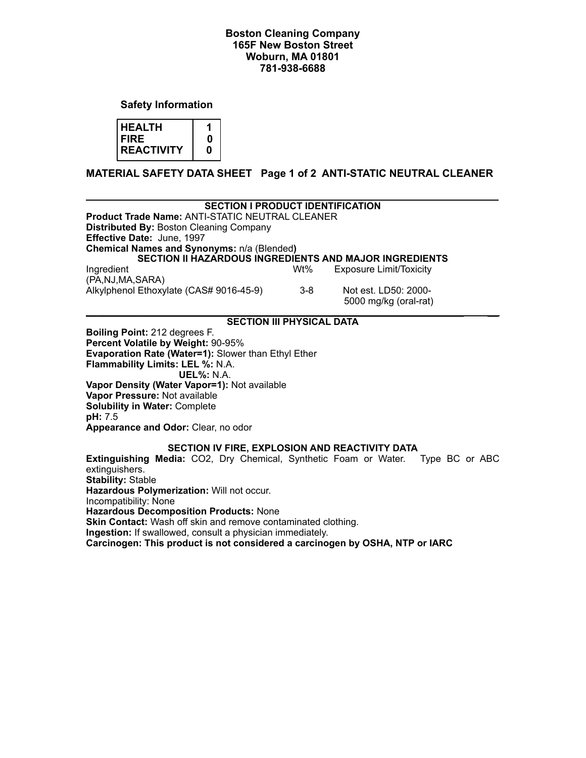**Boston Cleaning Company**
**165F New Boston Street**
**Woburn, MA 01801**
**781-938-6688**

**Safety Information**

| HEALTH | 1 |
|---|---|
| FIRE | 0 |
| REACTIVITY | 0 |

## MATERIAL SAFETY DATA SHEET Page 1 of 2 ANTI-STATIC NEUTRAL CLEANER

### SECTION I PRODUCT IDENTIFICATION

**Product Trade Name:** ANTI-STATIC NEUTRAL CLEANER
**Distributed By:** Boston Cleaning Company
**Effective Date:** June, 1997
**Chemical Names and Synonyms:** n/a (Blended)

### SECTION II HAZARDOUS INGREDIENTS AND MAJOR INGREDIENTS

| Ingredient (PA,NJ,MA,SARA) | Wt% | Exposure Limit/Toxicity |
|---|---|---|
| Alkylphenol Ethoxylate (CAS# 9016-45-9) | 3-8 | Not est. LD50: 2000-5000 mg/kg (oral-rat) |

### SECTION III PHYSICAL DATA

**Boiling Point:** 212 degrees F.
**Percent Volatile by Weight:** 90-95%
**Evaporation Rate (Water=1):** Slower than Ethyl Ether
**Flammability Limits: LEL %:** N.A.
**UEL%:** N.A.
**Vapor Density (Water Vapor=1):** Not available
**Vapor Pressure:** Not available
**Solubility in Water:** Complete
**pH:** 7.5
**Appearance and Odor:** Clear, no odor

### SECTION IV FIRE, EXPLOSION AND REACTIVITY DATA

**Extinguishing Media:** $CO_2$, Dry Chemical, Synthetic Foam or Water. Type BC or ABC extinguishers.
**Stability:** Stable
**Hazardous Polymerization:** Will not occur.
Incompatibility: None
**Hazardous Decomposition Products:** None
**Skin Contact:** Wash off skin and remove contaminated clothing.
**Ingestion:** If swallowed, consult a physician immediately.
**Carcinogen: This product is not considered a carcinogen by OSHA, NTP or IARC**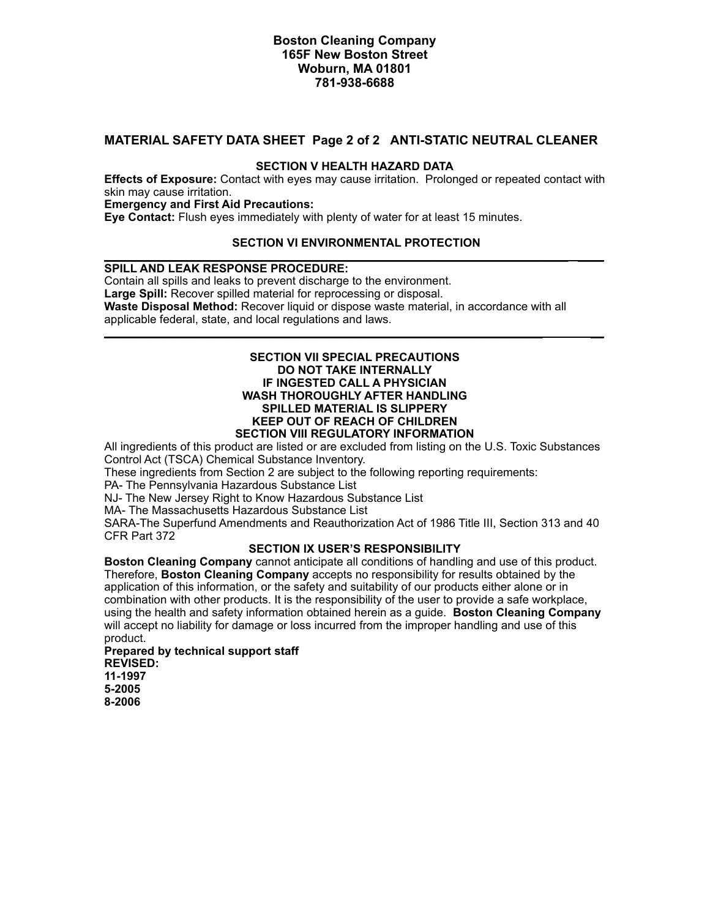**Boston Cleaning Company**
**165F New Boston Street**
**Woburn, MA 01801**
**781-938-6688**

## MATERIAL SAFETY DATA SHEET Page 2 of 2 ANTI-STATIC NEUTRAL CLEANER

### SECTION V HEALTH HAZARD DATA

**Effects of Exposure:** Contact with eyes may cause irritation. Prolonged or repeated contact with skin may cause irritation.

**Emergency and First Aid Precautions:**

**Eye Contact:** Flush eyes immediately with plenty of water for at least 15 minutes.

### SECTION VI ENVIRONMENTAL PROTECTION

---

**SPILL AND LEAK RESPONSE PROCEDURE:**

Contain all spills and leaks to prevent discharge to the environment.

**Large Spill:** Recover spilled material for reprocessing or disposal.

**Waste Disposal Method:** Recover liquid or dispose waste material, in accordance with all applicable federal, state, and local regulations and laws.

---

### SECTION VII SPECIAL PRECAUTIONS

**DO NOT TAKE INTERNALLY**
**IF INGESTED CALL A PHYSICIAN**
**WASH THOROUGHLY AFTER HANDLING**
**SPILLED MATERIAL IS SLIPPERY**
**KEEP OUT OF REACH OF CHILDREN**

### SECTION VIII REGULATORY INFORMATION

All ingredients of this product are listed or are excluded from listing on the U.S. Toxic Substances Control Act (TSCA) Chemical Substance Inventory.

These ingredients from Section 2 are subject to the following reporting requirements:

PA- The Pennsylvania Hazardous Substance List

NJ- The New Jersey Right to Know Hazardous Substance List

MA- The Massachusetts Hazardous Substance List

SARA-The Superfund Amendments and Reauthorization Act of 1986 Title III, Section 313 and 40 CFR Part 372

### SECTION IX USER'S RESPONSIBILITY

**Boston Cleaning Company** cannot anticipate all conditions of handling and use of this product. Therefore, **Boston Cleaning Company** accepts no responsibility for results obtained by the application of this information, or the safety and suitability of our products either alone or in combination with other products. It is the responsibility of the user to provide a safe workplace, using the health and safety information obtained herein as a guide. **Boston Cleaning Company** will accept no liability for damage or loss incurred from the improper handling and use of this product.

**Prepared by technical support staff**
**REVISED:**
**11-1997**
**5-2005**
**8-2006**